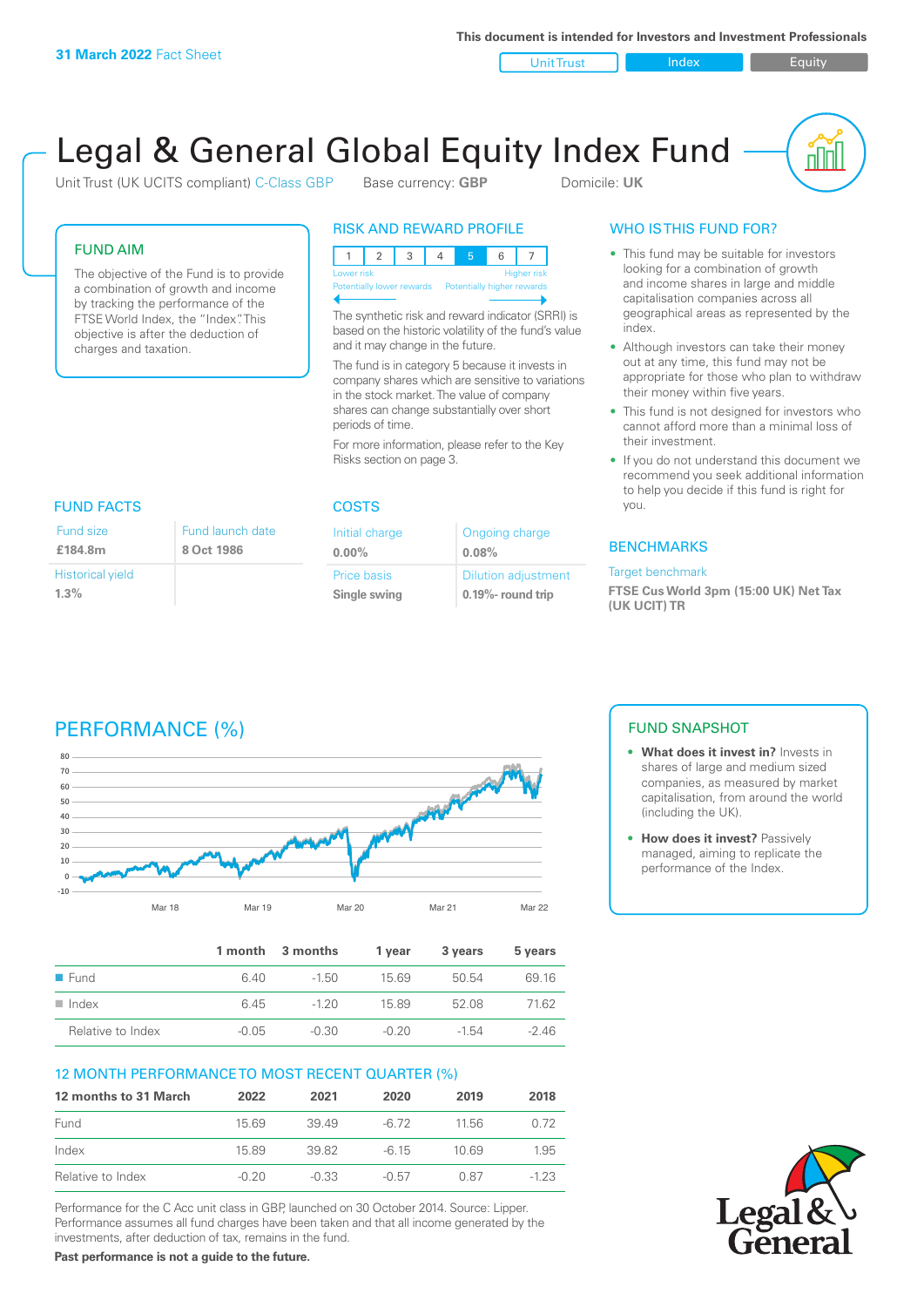**31 March 2022** Fact Sheet

This document is intended for Investors and Investment Professionals

Unit Trust | Index | Equity

# Legal & General Global Equity Index Fund

Unit Trust (UK UCITS compliant) C-Class GBP    Base currency: **GBP**    Domicile: **UK**

## FUND AIM

The objective of the Fund is to provide a combination of growth and income by tracking the performance of the FTSE World Index, the "Index". This objective is after the deduction of charges and taxation.

## RISK AND REWARD PROFILE

| 1 | 2 | 3 | 4 | 5 | 6 | 7 |
|---|---|---|---|---|---|---|

Lower risk — Higher risk
Potentially lower rewards — Potentially higher rewards

The synthetic risk and reward indicator (SRRI) is based on the historic volatility of the fund's value and it may change in the future.

The fund is in category 5 because it invests in company shares which are sensitive to variations in the stock market. The value of company shares can change substantially over short periods of time.

For more information, please refer to the Key Risks section on page 3.

## WHO IS THIS FUND FOR?

- This fund may be suitable for investors looking for a combination of growth and income shares in large and middle capitalisation companies across all geographical areas as represented by the index.
- Although investors can take their money out at any time, this fund may not be appropriate for those who plan to withdraw their money within five years.
- This fund is not designed for investors who cannot afford more than a minimal loss of their investment.
- If you do not understand this document we recommend you seek additional information to help you decide if this fund is right for you.

## FUND FACTS

| Fund size | Fund launch date |
|---|---|
| **£184.8m** | **8 Oct 1986** |
| Historical yield | |
| **1.3%** | |

## COSTS

| Initial charge | Ongoing charge |
|---|---|
| **0.00%** | **0.08%** |
| Price basis | Dilution adjustment |
| **Single swing** | **0.19%- round trip** |

## BENCHMARKS

Target benchmark

**FTSE Cus World 3pm (15:00 UK) Net Tax (UK UCIT) TR**

## PERFORMANCE (%)

| | 1 month | 3 months | 1 year | 3 years | 5 years |
|---|---|---|---|---|---|
| Fund | 6.40 | -1.50 | 15.69 | 50.54 | 69.16 |
| Index | 6.45 | -1.20 | 15.89 | 52.08 | 71.62 |
| Relative to Index | -0.05 | -0.30 | -0.20 | -1.54 | -2.46 |

## 12 MONTH PERFORMANCE TO MOST RECENT QUARTER (%)

| 12 months to 31 March | 2022 | 2021 | 2020 | 2019 | 2018 |
|---|---|---|---|---|---|
| Fund | 15.69 | 39.49 | -6.72 | 11.56 | 0.72 |
| Index | 15.89 | 39.82 | -6.15 | 10.69 | 1.95 |
| Relative to Index | -0.20 | -0.33 | -0.57 | 0.87 | -1.23 |

Performance for the C Acc unit class in GBP, launched on 30 October 2014. Source: Lipper. Performance assumes all fund charges have been taken and that all income generated by the investments, after deduction of tax, remains in the fund.

**Past performance is not a guide to the future.**

## FUND SNAPSHOT

- **What does it invest in?** Invests in shares of large and medium sized companies, as measured by market capitalisation, from around the world (including the UK).
- **How does it invest?** Passively managed, aiming to replicate the performance of the Index.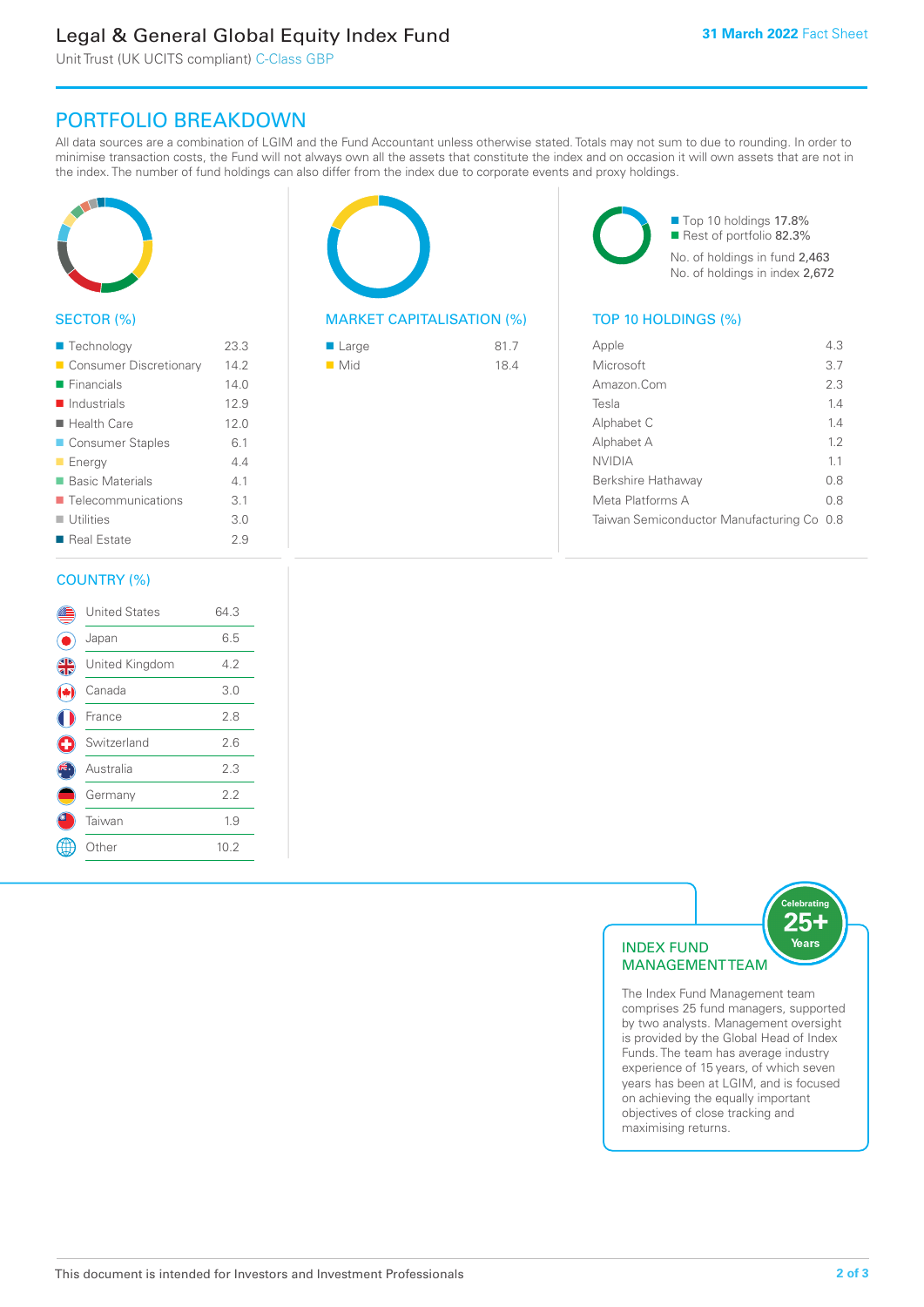# Legal & General Global Equity Index Fund

Unit Trust (UK UCITS compliant) C-Class GBP

**31 March 2022** Fact Sheet

## PORTFOLIO BREAKDOWN

All data sources are a combination of LGIM and the Fund Accountant unless otherwise stated. Totals may not sum to due to rounding. In order to minimise transaction costs, the Fund will not always own all the assets that constitute the index and on occasion it will own assets that are not in the index. The number of fund holdings can also differ from the index due to corporate events and proxy holdings.

### SECTOR (%)

| Sector | % |
|---|---|
| Technology | 23.3 |
| Consumer Discretionary | 14.2 |
| Financials | 14.0 |
| Industrials | 12.9 |
| Health Care | 12.0 |
| Consumer Staples | 6.1 |
| Energy | 4.4 |
| Basic Materials | 4.1 |
| Telecommunications | 3.1 |
| Utilities | 3.0 |
| Real Estate | 2.9 |

### MARKET CAPITALISATION (%)

| Market Cap | % |
|---|---|
| Large | 81.7 |
| Mid | 18.4 |

- Top 10 holdings 17.8%
- Rest of portfolio 82.3%

No. of holdings in fund 2,463
No. of holdings in index 2,672

### TOP 10 HOLDINGS (%)

| Holding | % |
|---|---|
| Apple | 4.3 |
| Microsoft | 3.7 |
| Amazon.Com | 2.3 |
| Tesla | 1.4 |
| Alphabet C | 1.4 |
| Alphabet A | 1.2 |
| NVIDIA | 1.1 |
| Berkshire Hathaway | 0.8 |
| Meta Platforms A | 0.8 |
| Taiwan Semiconductor Manufacturing Co | 0.8 |

### COUNTRY (%)

| Country | % |
|---|---|
| United States | 64.3 |
| Japan | 6.5 |
| United Kingdom | 4.2 |
| Canada | 3.0 |
| France | 2.8 |
| Switzerland | 2.6 |
| Australia | 2.3 |
| Germany | 2.2 |
| Taiwan | 1.9 |
| Other | 10.2 |

### INDEX FUND MANAGEMENT TEAM

Celebrating 25+ Years

The Index Fund Management team comprises 25 fund managers, supported by two analysts. Management oversight is provided by the Global Head of Index Funds. The team has average industry experience of 15 years, of which seven years has been at LGIM, and is focused on achieving the equally important objectives of close tracking and maximising returns.

This document is intended for Investors and Investment Professionals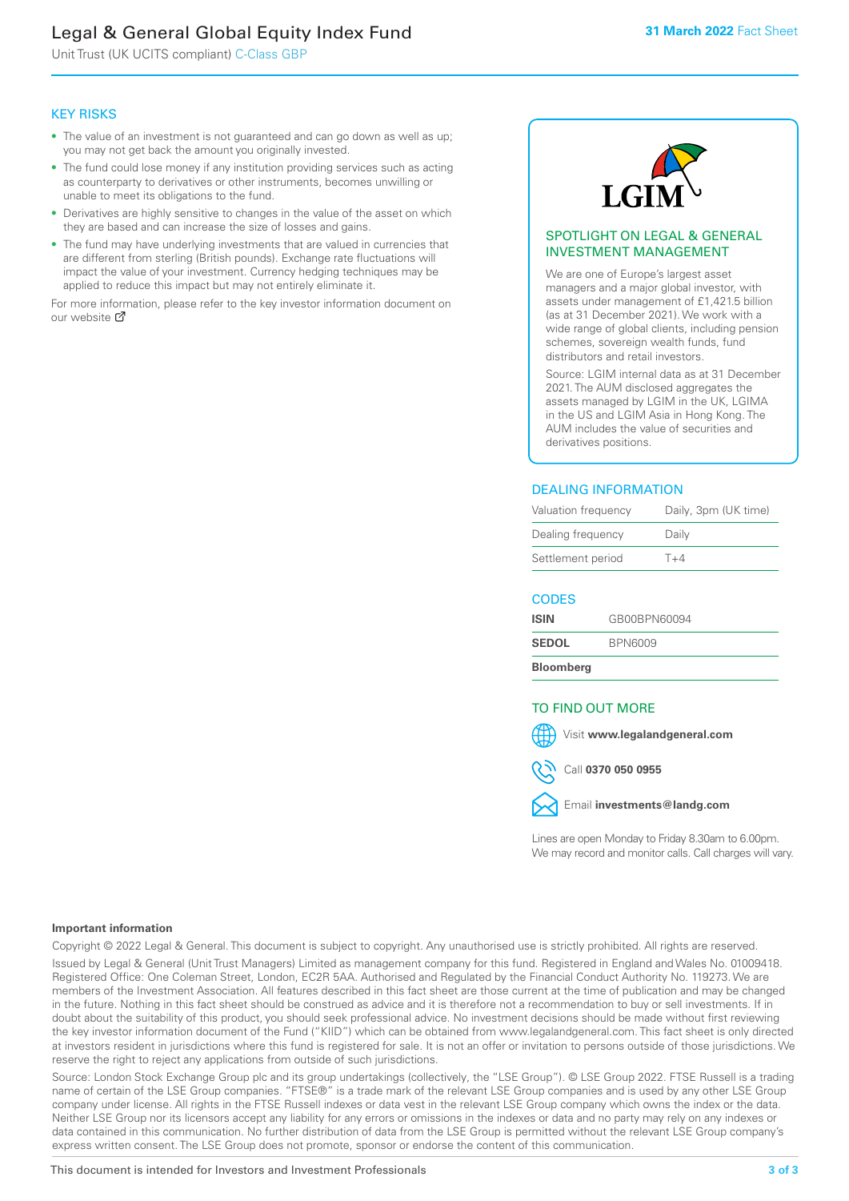# Legal & General Global Equity Index Fund

Unit Trust (UK UCITS compliant) C-Class GBP

**31 March 2022** Fact Sheet

## KEY RISKS

- The value of an investment is not guaranteed and can go down as well as up; you may not get back the amount you originally invested.
- The fund could lose money if any institution providing services such as acting as counterparty to derivatives or other instruments, becomes unwilling or unable to meet its obligations to the fund.
- Derivatives are highly sensitive to changes in the value of the asset on which they are based and can increase the size of losses and gains.
- The fund may have underlying investments that are valued in currencies that are different from sterling (British pounds). Exchange rate fluctuations will impact the value of your investment. Currency hedging techniques may be applied to reduce this impact but may not entirely eliminate it.

For more information, please refer to the key investor information document on our website

## SPOTLIGHT ON LEGAL & GENERAL INVESTMENT MANAGEMENT

We are one of Europe's largest asset managers and a major global investor, with assets under management of £1,421.5 billion (as at 31 December 2021). We work with a wide range of global clients, including pension schemes, sovereign wealth funds, fund distributors and retail investors.

Source: LGIM internal data as at 31 December 2021. The AUM disclosed aggregates the assets managed by LGIM in the UK, LGIMA in the US and LGIM Asia in Hong Kong. The AUM includes the value of securities and derivatives positions.

## DEALING INFORMATION

| | |
|---|---|
| Valuation frequency | Daily, 3pm (UK time) |
| Dealing frequency | Daily |
| Settlement period | T+4 |

## CODES

| | |
|---|---|
| **ISIN** | GB00BPN60094 |
| **SEDOL** | BPN6009 |
| **Bloomberg** | |

## TO FIND OUT MORE

Visit **www.legalandgeneral.com**

Call **0370 050 0955**

Email **investments@landg.com**

Lines are open Monday to Friday 8.30am to 6.00pm. We may record and monitor calls. Call charges will vary.

**Important information**

Copyright © 2022 Legal & General. This document is subject to copyright. Any unauthorised use is strictly prohibited. All rights are reserved.

Issued by Legal & General (Unit Trust Managers) Limited as management company for this fund. Registered in England and Wales No. 01009418. Registered Office: One Coleman Street, London, EC2R 5AA. Authorised and Regulated by the Financial Conduct Authority No. 119273. We are members of the Investment Association. All features described in this fact sheet are those current at the time of publication and may be changed in the future. Nothing in this fact sheet should be construed as advice and it is therefore not a recommendation to buy or sell investments. If in doubt about the suitability of this product, you should seek professional advice. No investment decisions should be made without first reviewing the key investor information document of the Fund ("KIID") which can be obtained from www.legalandgeneral.com. This fact sheet is only directed at investors resident in jurisdictions where this fund is registered for sale. It is not an offer or invitation to persons outside of those jurisdictions. We reserve the right to reject any applications from outside of such jurisdictions.

Source: London Stock Exchange Group plc and its group undertakings (collectively, the "LSE Group"). © LSE Group 2022. FTSE Russell is a trading name of certain of the LSE Group companies. "FTSE®" is a trade mark of the relevant LSE Group companies and is used by any other LSE Group company under license. All rights in the FTSE Russell indexes or data vest in the relevant LSE Group company which owns the index or the data. Neither LSE Group nor its licensors accept any liability for any errors or omissions in the indexes or data and no party may rely on any indexes or data contained in this communication. No further distribution of data from the LSE Group is permitted without the relevant LSE Group company's express written consent. The LSE Group does not promote, sponsor or endorse the content of this communication.

This document is intended for Investors and Investment Professionals